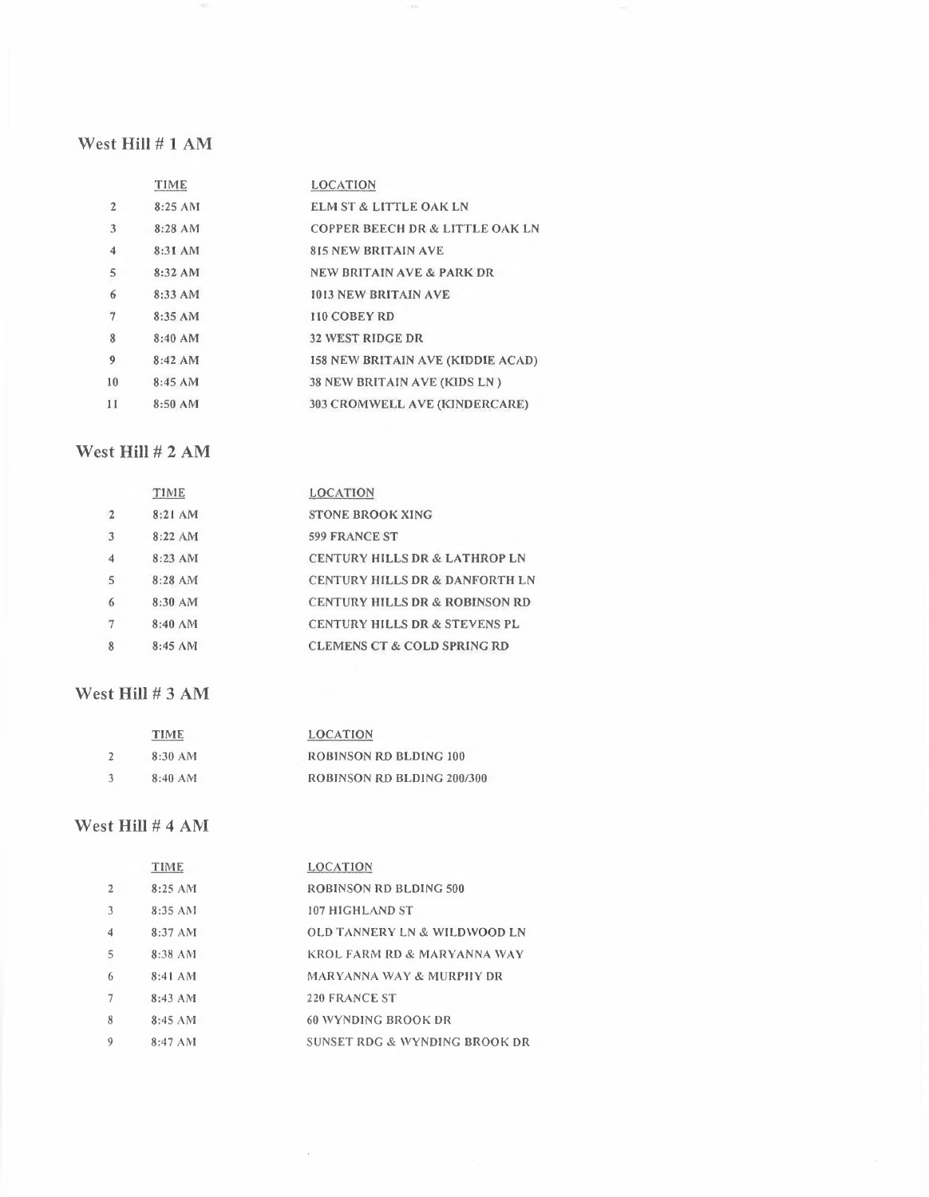## West Hill # 1 AM

| | TIME | LOCATION |
|---|---|---|
| 2 | 8:25 AM | ELM ST & LITTLE OAK LN |
| 3 | 8:28 AM | COPPER BEECH DR & LITTLE OAK LN |
| 4 | 8:31 AM | 815 NEW BRITAIN AVE |
| 5 | 8:32 AM | NEW BRITAIN AVE & PARK DR |
| 6 | 8:33 AM | 1013 NEW BRITAIN AVE |
| 7 | 8:35 AM | 110 COBEY RD |
| 8 | 8:40 AM | 32 WEST RIDGE DR |
| 9 | 8:42 AM | 158 NEW BRITAIN AVE (KIDDIE ACAD) |
| 10 | 8:45 AM | 38 NEW BRITAIN AVE (KIDS LN ) |
| 11 | 8:50 AM | 303 CROMWELL AVE (KINDERCARE) |

## West Hill # 2 AM

| | TIME | LOCATION |
|---|---|---|
| 2 | 8:21 AM | STONE BROOK XING |
| 3 | 8:22 AM | 599 FRANCE ST |
| 4 | 8:23 AM | CENTURY HILLS DR & LATHROP LN |
| 5 | 8:28 AM | CENTURY HILLS DR & DANFORTH LN |
| 6 | 8:30 AM | CENTURY HILLS DR & ROBINSON RD |
| 7 | 8:40 AM | CENTURY HILLS DR & STEVENS PL |
| 8 | 8:45 AM | CLEMENS CT & COLD SPRING RD |

## West Hill # 3 AM

| | TIME | LOCATION |
|---|---|---|
| 2 | 8:30 AM | ROBINSON RD BLDING 100 |
| 3 | 8:40 AM | ROBINSON RD BLDING 200/300 |

## West Hill # 4 AM

| | TIME | LOCATION |
|---|---|---|
| 2 | 8:25 AM | ROBINSON RD BLDING 500 |
| 3 | 8:35 AM | 107 HIGHLAND ST |
| 4 | 8:37 AM | OLD TANNERY LN & WILDWOOD LN |
| 5 | 8:38 AM | KROL FARM RD & MARYANNA WAY |
| 6 | 8:41 AM | MARYANNA WAY & MURPHY DR |
| 7 | 8:43 AM | 220 FRANCE ST |
| 8 | 8:45 AM | 60 WYNDING BROOK DR |
| 9 | 8:47 AM | SUNSET RDG & WYNDING BROOK DR |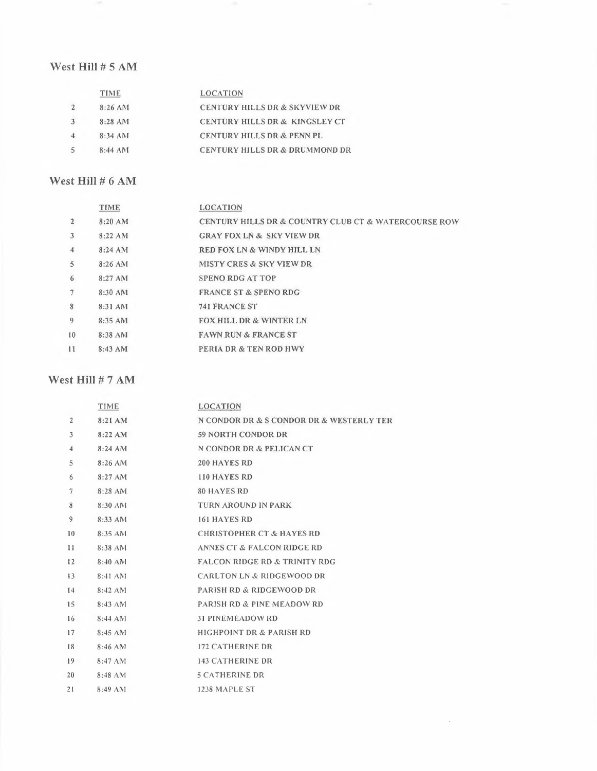## West Hill # 5 AM

| | TIME | LOCATION |
|---|---|---|
| 2 | 8:26 AM | CENTURY HILLS DR & SKYVIEW DR |
| 3 | 8:28 AM | CENTURY HILLS DR & KINGSLEY CT |
| 4 | 8:34 AM | CENTURY HILLS DR & PENN PL |
| 5 | 8:44 AM | CENTURY HILLS DR & DRUMMOND DR |

## West Hill # 6 AM

| | TIME | LOCATION |
|---|---|---|
| 2 | 8:20 AM | CENTURY HILLS DR & COUNTRY CLUB CT & WATERCOURSE ROW |
| 3 | 8:22 AM | GRAY FOX LN & SKY VIEW DR |
| 4 | 8:24 AM | RED FOX LN & WINDY HILL LN |
| 5 | 8:26 AM | MISTY CRES & SKY VIEW DR |
| 6 | 8:27 AM | SPENO RDG AT TOP |
| 7 | 8:30 AM | FRANCE ST & SPENO RDG |
| 8 | 8:31 AM | 741 FRANCE ST |
| 9 | 8:35 AM | FOX HILL DR & WINTER LN |
| 10 | 8:38 AM | FAWN RUN & FRANCE ST |
| 11 | 8:43 AM | PERIA DR & TEN ROD HWY |

## West Hill # 7 AM

| | TIME | LOCATION |
|---|---|---|
| 2 | 8:21 AM | N CONDOR DR & S CONDOR DR & WESTERLY TER |
| 3 | 8:22 AM | 59 NORTH CONDOR DR |
| 4 | 8:24 AM | N CONDOR DR & PELICAN CT |
| 5 | 8:26 AM | 200 HAYES RD |
| 6 | 8:27 AM | 110 HAYES RD |
| 7 | 8:28 AM | 80 HAYES RD |
| 8 | 8:30 AM | TURN AROUND IN PARK |
| 9 | 8:33 AM | 161 HAYES RD |
| 10 | 8:35 AM | CHRISTOPHER CT & HAYES RD |
| 11 | 8:38 AM | ANNES CT & FALCON RIDGE RD |
| 12 | 8:40 AM | FALCON RIDGE RD & TRINITY RDG |
| 13 | 8:41 AM | CARLTON LN & RIDGEWOOD DR |
| 14 | 8:42 AM | PARISH RD & RIDGEWOOD DR |
| 15 | 8:43 AM | PARISH RD & PINE MEADOW RD |
| 16 | 8:44 AM | 31 PINEMEADOW RD |
| 17 | 8:45 AM | HIGHPOINT DR & PARISH RD |
| 18 | 8:46 AM | 172 CATHERINE DR |
| 19 | 8:47 AM | 143 CATHERINE DR |
| 20 | 8:48 AM | 5 CATHERINE DR |
| 21 | 8:49 AM | 1238 MAPLE ST |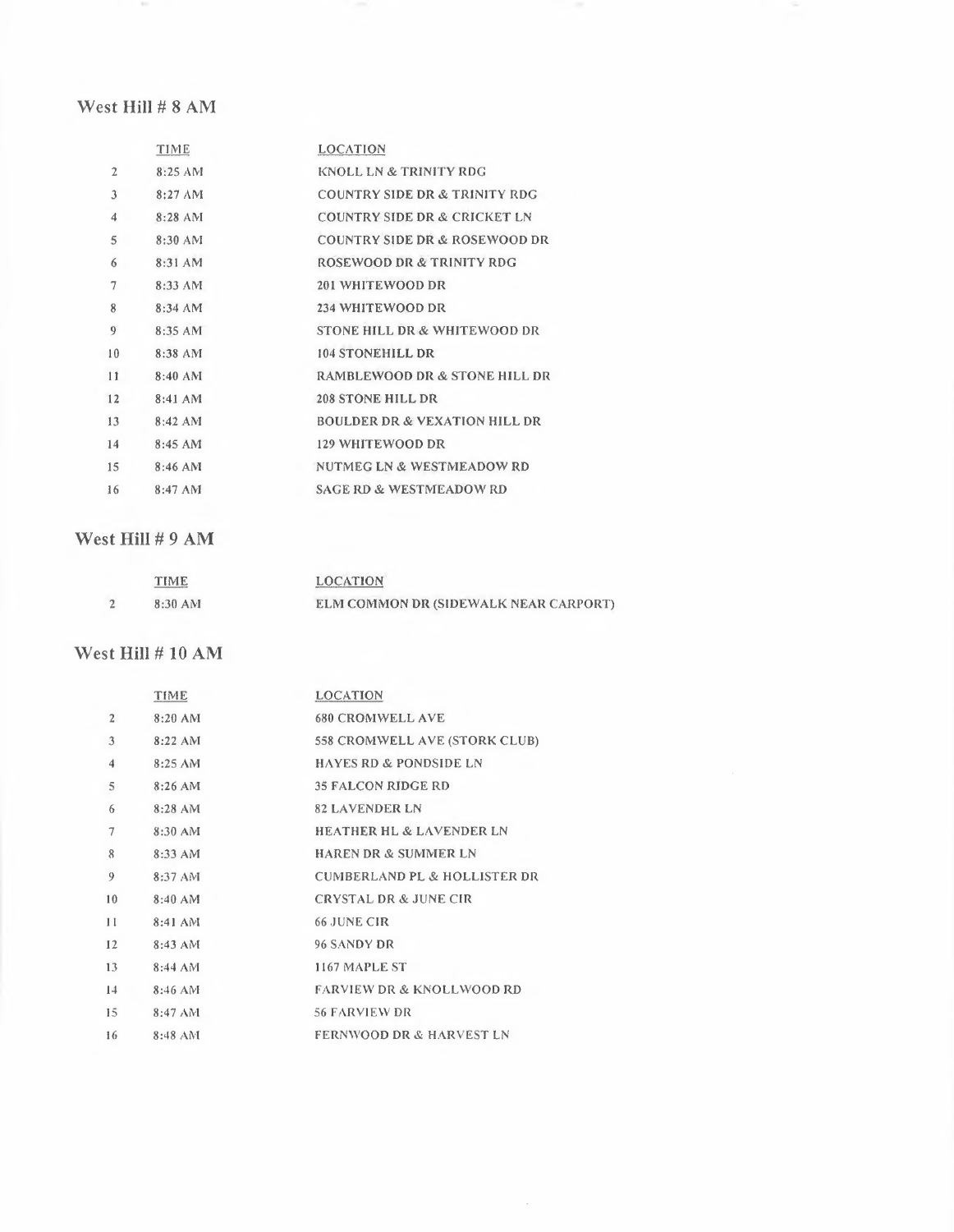## West Hill # 8 AM

| | TIME | LOCATION |
|---|---|---|
| 2 | 8:25 AM | KNOLL LN & TRINITY RDG |
| 3 | 8:27 AM | COUNTRY SIDE DR & TRINITY RDG |
| 4 | 8:28 AM | COUNTRY SIDE DR & CRICKET LN |
| 5 | 8:30 AM | COUNTRY SIDE DR & ROSEWOOD DR |
| 6 | 8:31 AM | ROSEWOOD DR & TRINITY RDG |
| 7 | 8:33 AM | 201 WHITEWOOD DR |
| 8 | 8:34 AM | 234 WHITEWOOD DR |
| 9 | 8:35 AM | STONE HILL DR & WHITEWOOD DR |
| 10 | 8:38 AM | 104 STONEHILL DR |
| 11 | 8:40 AM | RAMBLEWOOD DR & STONE HILL DR |
| 12 | 8:41 AM | 208 STONE HILL DR |
| 13 | 8:42 AM | BOULDER DR & VEXATION HILL DR |
| 14 | 8:45 AM | 129 WHITEWOOD DR |
| 15 | 8:46 AM | NUTMEG LN & WESTMEADOW RD |
| 16 | 8:47 AM | SAGE RD & WESTMEADOW RD |

## West Hill # 9 AM

| | TIME | LOCATION |
|---|---|---|
| 2 | 8:30 AM | ELM COMMON DR (SIDEWALK NEAR CARPORT) |

## West Hill # 10 AM

| | TIME | LOCATION |
|---|---|---|
| 2 | 8:20 AM | 680 CROMWELL AVE |
| 3 | 8:22 AM | 558 CROMWELL AVE (STORK CLUB) |
| 4 | 8:25 AM | HAYES RD & PONDSIDE LN |
| 5 | 8:26 AM | 35 FALCON RIDGE RD |
| 6 | 8:28 AM | 82 LAVENDER LN |
| 7 | 8:30 AM | HEATHER HL & LAVENDER LN |
| 8 | 8:33 AM | HAREN DR & SUMMER LN |
| 9 | 8:37 AM | CUMBERLAND PL & HOLLISTER DR |
| 10 | 8:40 AM | CRYSTAL DR & JUNE CIR |
| 11 | 8:41 AM | 66 JUNE CIR |
| 12 | 8:43 AM | 96 SANDY DR |
| 13 | 8:44 AM | 1167 MAPLE ST |
| 14 | 8:46 AM | FARVIEW DR & KNOLLWOOD RD |
| 15 | 8:47 AM | 56 FARVIEW DR |
| 16 | 8:48 AM | FERNWOOD DR & HARVEST LN |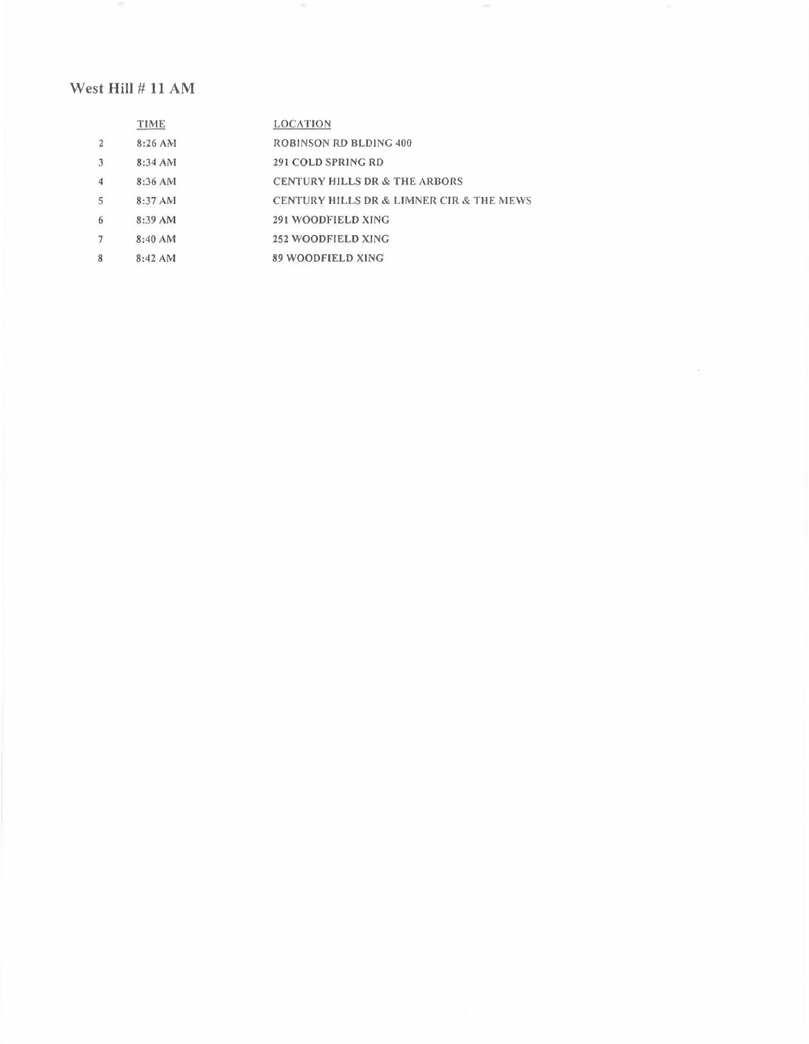## West Hill # 11 AM

| | TIME | LOCATION |
|---|---|---|
| 2 | 8:26 AM | ROBINSON RD BLDING 400 |
| 3 | 8:34 AM | 291 COLD SPRING RD |
| 4 | 8:36 AM | CENTURY HILLS DR & THE ARBORS |
| 5 | 8:37 AM | CENTURY HILLS DR & LIMNER CIR & THE MEWS |
| 6 | 8:39 AM | 291 WOODFIELD XING |
| 7 | 8:40 AM | 252 WOODFIELD XING |
| 8 | 8:42 AM | 89 WOODFIELD XING |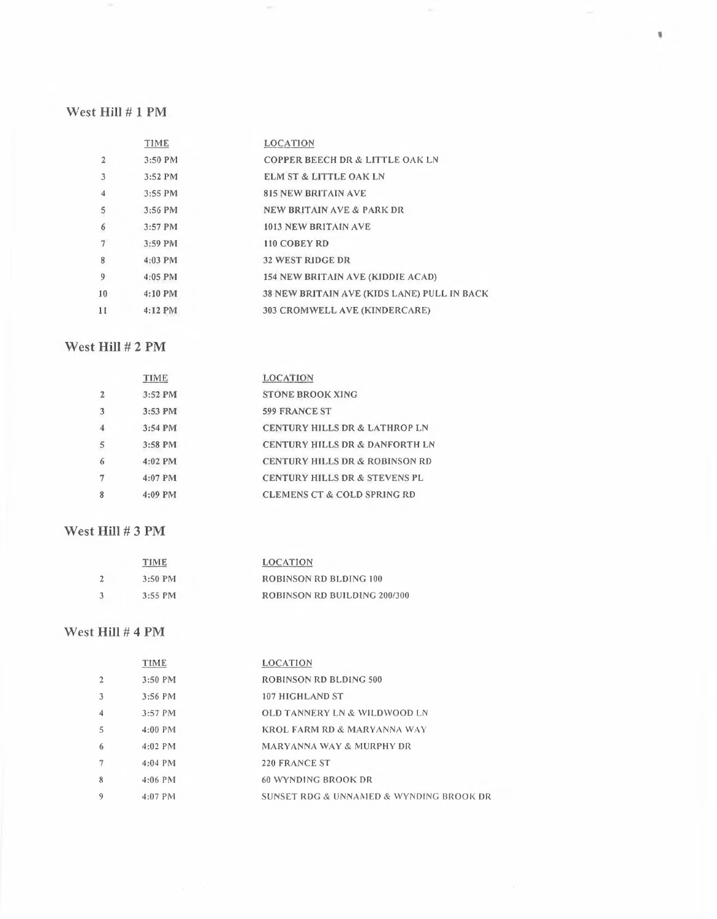## West Hill # 1 PM

| | TIME | LOCATION |
|---|---|---|
| 2 | 3:50 PM | COPPER BEECH DR & LITTLE OAK LN |
| 3 | 3:52 PM | ELM ST & LITTLE OAK LN |
| 4 | 3:55 PM | 815 NEW BRITAIN AVE |
| 5 | 3:56 PM | NEW BRITAIN AVE & PARK DR |
| 6 | 3:57 PM | 1013 NEW BRITAIN AVE |
| 7 | 3:59 PM | 110 COBEY RD |
| 8 | 4:03 PM | 32 WEST RIDGE DR |
| 9 | 4:05 PM | 154 NEW BRITAIN AVE (KIDDIE ACAD) |
| 10 | 4:10 PM | 38 NEW BRITAIN AVE (KIDS LANE) PULL IN BACK |
| 11 | 4:12 PM | 303 CROMWELL AVE (KINDERCARE) |

## West Hill # 2 PM

| | TIME | LOCATION |
|---|---|---|
| 2 | 3:52 PM | STONE BROOK XING |
| 3 | 3:53 PM | 599 FRANCE ST |
| 4 | 3:54 PM | CENTURY HILLS DR & LATHROP LN |
| 5 | 3:58 PM | CENTURY HILLS DR & DANFORTH LN |
| 6 | 4:02 PM | CENTURY HILLS DR & ROBINSON RD |
| 7 | 4:07 PM | CENTURY HILLS DR & STEVENS PL |
| 8 | 4:09 PM | CLEMENS CT & COLD SPRING RD |

## West Hill # 3 PM

| | TIME | LOCATION |
|---|---|---|
| 2 | 3:50 PM | ROBINSON RD BLDING 100 |
| 3 | 3:55 PM | ROBINSON RD BUILDING 200/300 |

## West Hill # 4 PM

| | TIME | LOCATION |
|---|---|---|
| 2 | 3:50 PM | ROBINSON RD BLDING 500 |
| 3 | 3:56 PM | 107 HIGHLAND ST |
| 4 | 3:57 PM | OLD TANNERY LN & WILDWOOD LN |
| 5 | 4:00 PM | KROL FARM RD & MARYANNA WAY |
| 6 | 4:02 PM | MARYANNA WAY & MURPHY DR |
| 7 | 4:04 PM | 220 FRANCE ST |
| 8 | 4:06 PM | 60 WYNDING BROOK DR |
| 9 | 4:07 PM | SUNSET RDG & UNNAMED & WYNDING BROOK DR |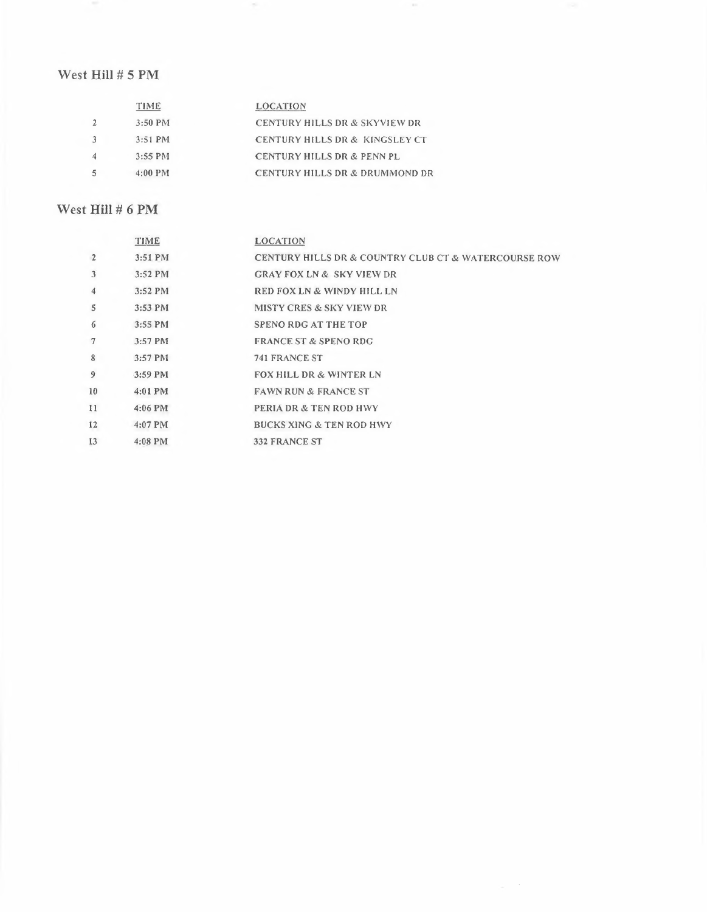## West Hill # 5 PM

| | TIME | LOCATION |
|---|---|---|
| 2 | 3:50 PM | CENTURY HILLS DR & SKYVIEW DR |
| 3 | 3:51 PM | CENTURY HILLS DR & KINGSLEY CT |
| 4 | 3:55 PM | CENTURY HILLS DR & PENN PL |
| 5 | 4:00 PM | CENTURY HILLS DR & DRUMMOND DR |

## West Hill # 6 PM

| | TIME | LOCATION |
|---|---|---|
| 2 | 3:51 PM | CENTURY HILLS DR & COUNTRY CLUB CT & WATERCOURSE ROW |
| 3 | 3:52 PM | GRAY FOX LN & SKY VIEW DR |
| 4 | 3:52 PM | RED FOX LN & WINDY HILL LN |
| 5 | 3:53 PM | MISTY CRES & SKY VIEW DR |
| 6 | 3:55 PM | SPENO RDG AT THE TOP |
| 7 | 3:57 PM | FRANCE ST & SPENO RDG |
| 8 | 3:57 PM | 741 FRANCE ST |
| 9 | 3:59 PM | FOX HILL DR & WINTER LN |
| 10 | 4:01 PM | FAWN RUN & FRANCE ST |
| 11 | 4:06 PM | PERIA DR & TEN ROD HWY |
| 12 | 4:07 PM | BUCKS XING & TEN ROD HWY |
| 13 | 4:08 PM | 332 FRANCE ST |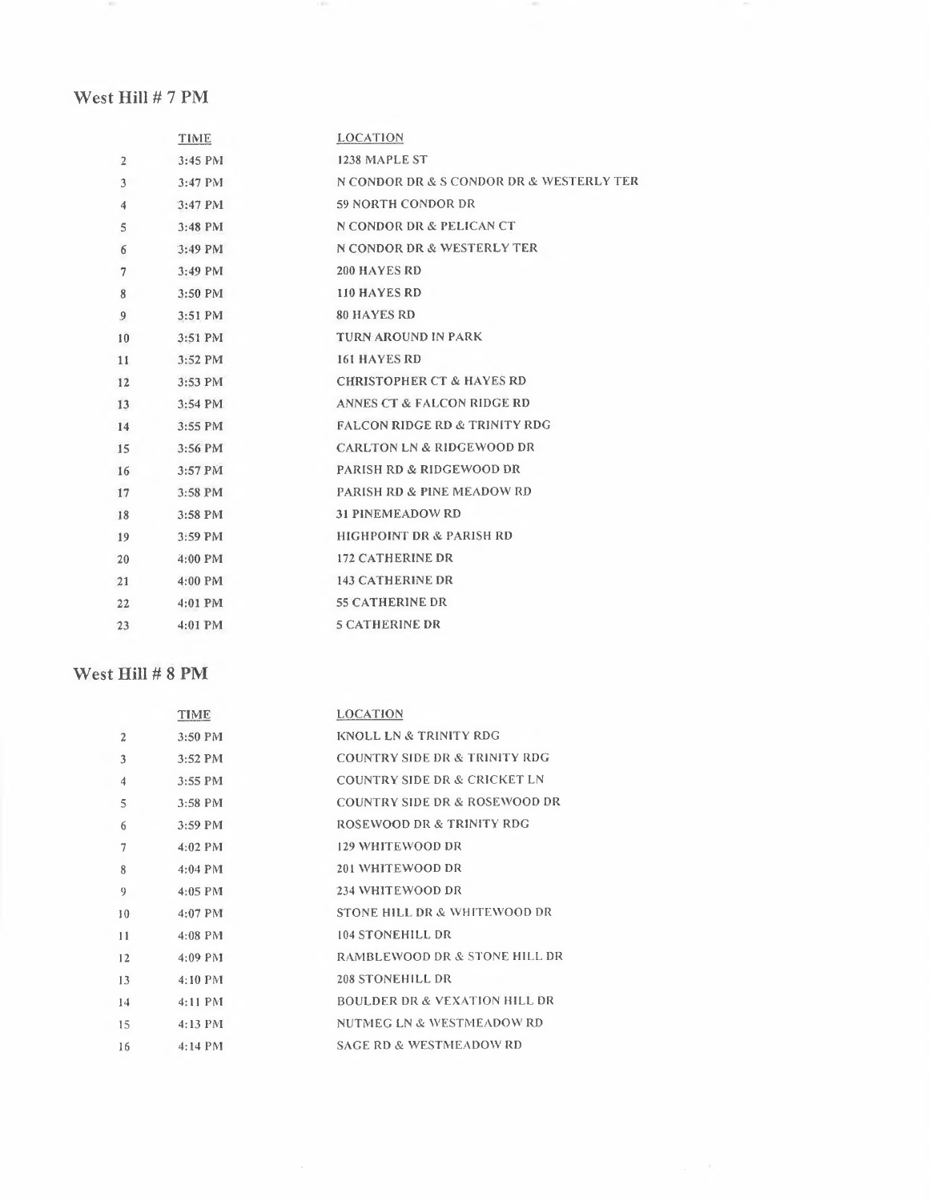## West Hill # 7 PM

| | TIME | LOCATION |
|---|---|---|
| 2 | 3:45 PM | 1238 MAPLE ST |
| 3 | 3:47 PM | N CONDOR DR & S CONDOR DR & WESTERLY TER |
| 4 | 3:47 PM | 59 NORTH CONDOR DR |
| 5 | 3:48 PM | N CONDOR DR & PELICAN CT |
| 6 | 3:49 PM | N CONDOR DR & WESTERLY TER |
| 7 | 3:49 PM | 200 HAYES RD |
| 8 | 3:50 PM | 110 HAYES RD |
| 9 | 3:51 PM | 80 HAYES RD |
| 10 | 3:51 PM | TURN AROUND IN PARK |
| 11 | 3:52 PM | 161 HAYES RD |
| 12 | 3:53 PM | CHRISTOPHER CT & HAYES RD |
| 13 | 3:54 PM | ANNES CT & FALCON RIDGE RD |
| 14 | 3:55 PM | FALCON RIDGE RD & TRINITY RDG |
| 15 | 3:56 PM | CARLTON LN & RIDGEWOOD DR |
| 16 | 3:57 PM | PARISH RD & RIDGEWOOD DR |
| 17 | 3:58 PM | PARISH RD & PINE MEADOW RD |
| 18 | 3:58 PM | 31 PINEMEADOW RD |
| 19 | 3:59 PM | HIGHPOINT DR & PARISH RD |
| 20 | 4:00 PM | 172 CATHERINE DR |
| 21 | 4:00 PM | 143 CATHERINE DR |
| 22 | 4:01 PM | 55 CATHERINE DR |
| 23 | 4:01 PM | 5 CATHERINE DR |

## West Hill # 8 PM

| | TIME | LOCATION |
|---|---|---|
| 2 | 3:50 PM | KNOLL LN & TRINITY RDG |
| 3 | 3:52 PM | COUNTRY SIDE DR & TRINITY RDG |
| 4 | 3:55 PM | COUNTRY SIDE DR & CRICKET LN |
| 5 | 3:58 PM | COUNTRY SIDE DR & ROSEWOOD DR |
| 6 | 3:59 PM | ROSEWOOD DR & TRINITY RDG |
| 7 | 4:02 PM | 129 WHITEWOOD DR |
| 8 | 4:04 PM | 201 WHITEWOOD DR |
| 9 | 4:05 PM | 234 WHITEWOOD DR |
| 10 | 4:07 PM | STONE HILL DR & WHITEWOOD DR |
| 11 | 4:08 PM | 104 STONEHILL DR |
| 12 | 4:09 PM | RAMBLEWOOD DR & STONE HILL DR |
| 13 | 4:10 PM | 208 STONEHILL DR |
| 14 | 4:11 PM | BOULDER DR & VEXATION HILL DR |
| 15 | 4:13 PM | NUTMEG LN & WESTMEADOW RD |
| 16 | 4:14 PM | SAGE RD & WESTMEADOW RD |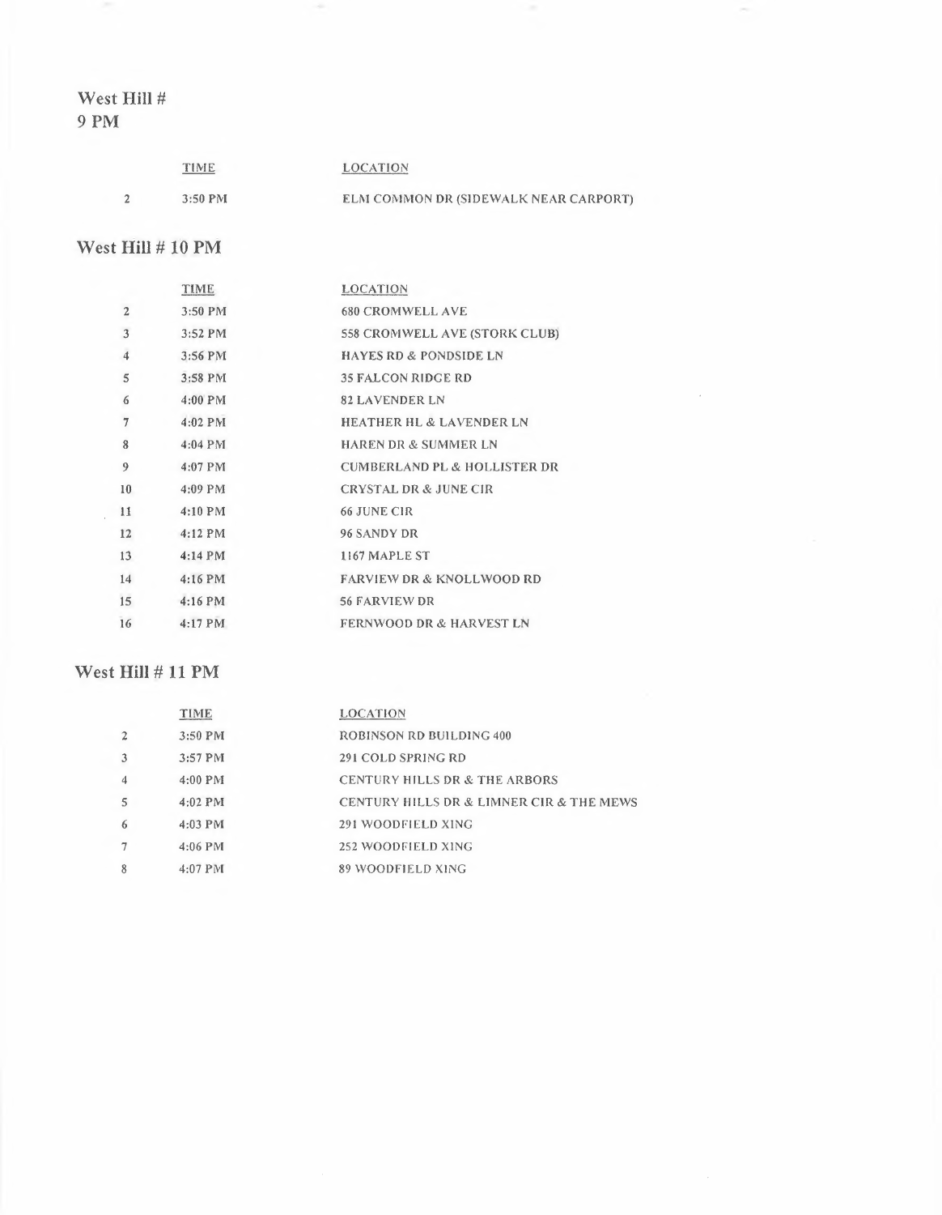## West Hill # 9 PM

| | TIME | LOCATION |
|---|---|---|
| 2 | 3:50 PM | ELM COMMON DR (SIDEWALK NEAR CARPORT) |

## West Hill # 10 PM

| | TIME | LOCATION |
|---|---|---|
| 2 | 3:50 PM | 680 CROMWELL AVE |
| 3 | 3:52 PM | 558 CROMWELL AVE (STORK CLUB) |
| 4 | 3:56 PM | HAYES RD & PONDSIDE LN |
| 5 | 3:58 PM | 35 FALCON RIDGE RD |
| 6 | 4:00 PM | 82 LAVENDER LN |
| 7 | 4:02 PM | HEATHER HL & LAVENDER LN |
| 8 | 4:04 PM | HAREN DR & SUMMER LN |
| 9 | 4:07 PM | CUMBERLAND PL & HOLLISTER DR |
| 10 | 4:09 PM | CRYSTAL DR & JUNE CIR |
| 11 | 4:10 PM | 66 JUNE CIR |
| 12 | 4:12 PM | 96 SANDY DR |
| 13 | 4:14 PM | 1167 MAPLE ST |
| 14 | 4:16 PM | FARVIEW DR & KNOLLWOOD RD |
| 15 | 4:16 PM | 56 FARVIEW DR |
| 16 | 4:17 PM | FERNWOOD DR & HARVEST LN |

## West Hill # 11 PM

| | TIME | LOCATION |
|---|---|---|
| 2 | 3:50 PM | ROBINSON RD BUILDING 400 |
| 3 | 3:57 PM | 291 COLD SPRING RD |
| 4 | 4:00 PM | CENTURY HILLS DR & THE ARBORS |
| 5 | 4:02 PM | CENTURY HILLS DR & LIMNER CIR & THE MEWS |
| 6 | 4:03 PM | 291 WOODFIELD XING |
| 7 | 4:06 PM | 252 WOODFIELD XING |
| 8 | 4:07 PM | 89 WOODFIELD XING |